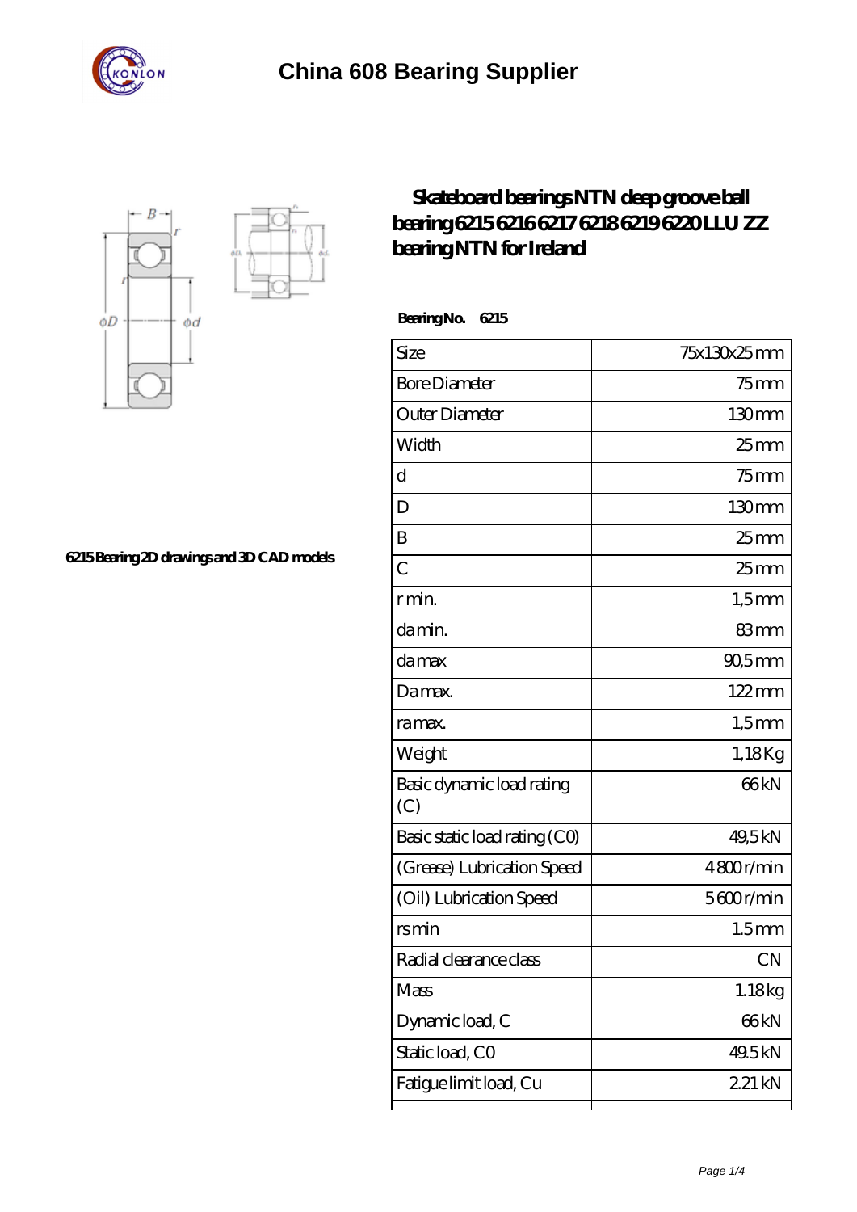# China 608 Bearing Supplier

## Skateboard bearings NTN deep groove ball bearing 6215 6216 6217 6218 6219 6220 LLU ZZ bearing NTN for Ireland

6215 Bearing 2D drawings and 3D CAD models

**Bearing No. 6215**

| Size | 75x130x25 mm |
|---|---|
| Bore Diameter | 75 mm |
| Outer Diameter | 130 mm |
| Width | 25 mm |
| d | 75 mm |
| D | 130 mm |
| B | 25 mm |
| C | 25 mm |
| r min. | 1,5 mm |
| da min. | 83 mm |
| da max | 90,5 mm |
| Da max. | 122 mm |
| ra max. | 1,5 mm |
| Weight | 1,18 Kg |
| Basic dynamic load rating (C) | 66 kN |
| Basic static load rating (C0) | 49,5 kN |
| (Grease) Lubrication Speed | 4 800 r/min |
| (Oil) Lubrication Speed | 5 600 r/min |
| rs min | 1.5 mm |
| Radial clearance class | CN |
| Mass | 1.18 kg |
| Dynamic load, C | 66 kN |
| Static load, C0 | 49.5 kN |
| Fatigue limit load, Cu | 2.21 kN |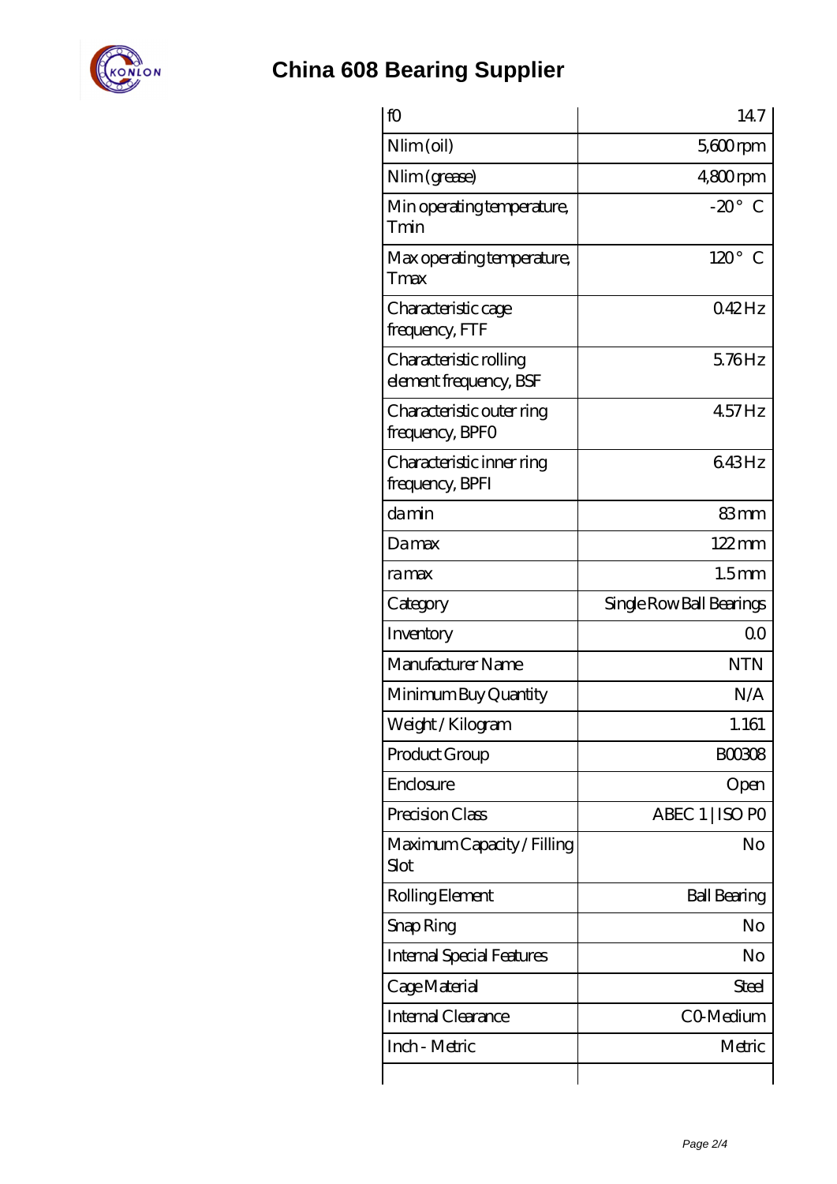# China 608 Bearing Supplier

| | |
|---|---|
| f0 | 14.7 |
| Nlim (oil) | 5,600 rpm |
| Nlim (grease) | 4,800 rpm |
| Min operating temperature, Tmin | -20 ° C |
| Max operating temperature, Tmax | 120 ° C |
| Characteristic cage frequency, FTF | 0.42 Hz |
| Characteristic rolling element frequency, BSF | 5.76 Hz |
| Characteristic outer ring frequency, BPFO | 4.57 Hz |
| Characteristic inner ring frequency, BPFI | 6.43 Hz |
| da min | 83 mm |
| Da max | 122 mm |
| ra max | 1.5 mm |
| Category | Single Row Ball Bearings |
| Inventory | 0.0 |
| Manufacturer Name | NTN |
| Minimum Buy Quantity | N/A |
| Weight / Kilogram | 1.161 |
| Product Group | B00308 |
| Enclosure | Open |
| Precision Class | ABEC 1 \| ISO P0 |
| Maximum Capacity / Filling Slot | No |
| Rolling Element | Ball Bearing |
| Snap Ring | No |
| Internal Special Features | No |
| Cage Material | Steel |
| Internal Clearance | C0-Medium |
| Inch - Metric | Metric |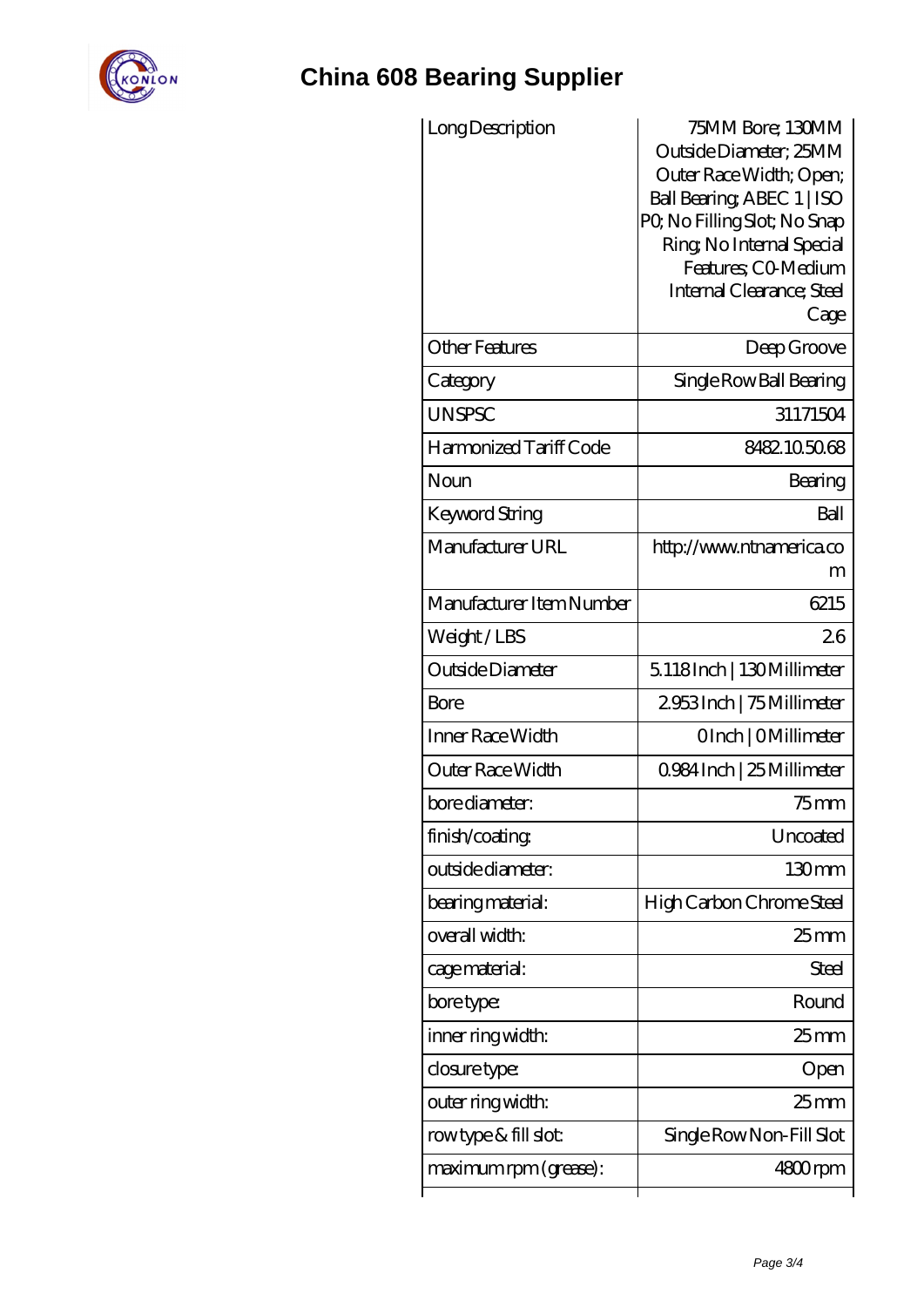# China 608 Bearing Supplier

| Long Description | 75MM Bore; 130MM Outside Diameter; 25MM Outer Race Width; Open; Ball Bearing; ABEC 1 \| ISO P0; No Filling Slot; No Snap Ring; No Internal Special Features; C0-Medium Internal Clearance; Steel Cage |
|---|---|
| Other Features | Deep Groove |
| Category | Single Row Ball Bearing |
| UNSPSC | 31171504 |
| Harmonized Tariff Code | 8482.10.50.68 |
| Noun | Bearing |
| Keyword String | Ball |
| Manufacturer URL | http://www.ntnamerica.com |
| Manufacturer Item Number | 6215 |
| Weight / LBS | 2.6 |
| Outside Diameter | 5.118 Inch \| 130 Millimeter |
| Bore | 2.953 Inch \| 75 Millimeter |
| Inner Race Width | 0 Inch \| 0 Millimeter |
| Outer Race Width | 0.984 Inch \| 25 Millimeter |
| bore diameter: | 75 mm |
| finish/coating: | Uncoated |
| outside diameter: | 130 mm |
| bearing material: | High Carbon Chrome Steel |
| overall width: | 25 mm |
| cage material: | Steel |
| bore type: | Round |
| inner ring width: | 25 mm |
| closure type: | Open |
| outer ring width: | 25 mm |
| row type & fill slot: | Single Row Non-Fill Slot |
| maximum rpm (grease): | 4800 rpm |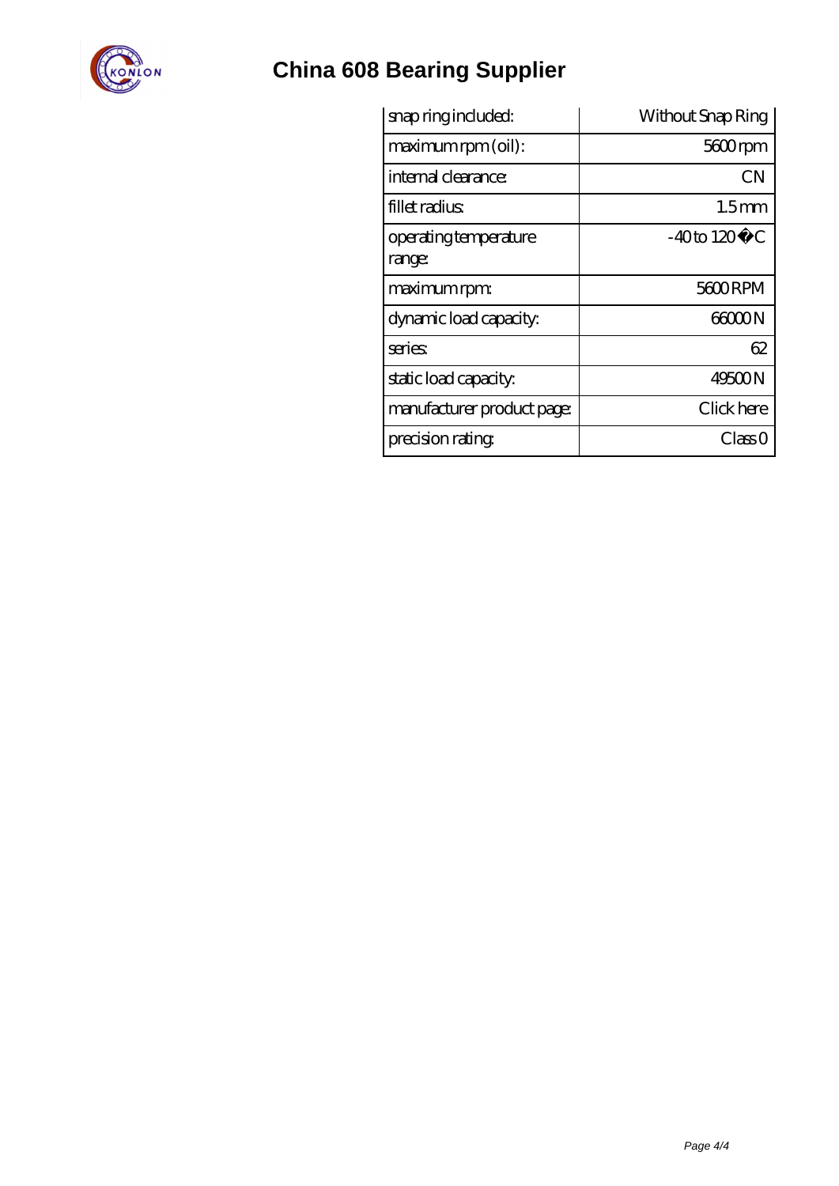# China 608 Bearing Supplier

| | |
|---|---|
| snap ring included: | Without Snap Ring |
| maximum rpm (oil): | 5600 rpm |
| internal clearance: | CN |
| fillet radius: | 1.5 mm |
| operating temperature range: | -40 to 120 �C |
| maximum rpm: | 5600 RPM |
| dynamic load capacity: | 66000 N |
| series: | 62 |
| static load capacity: | 49500 N |
| manufacturer product page: | Click here |
| precision rating: | Class 0 |